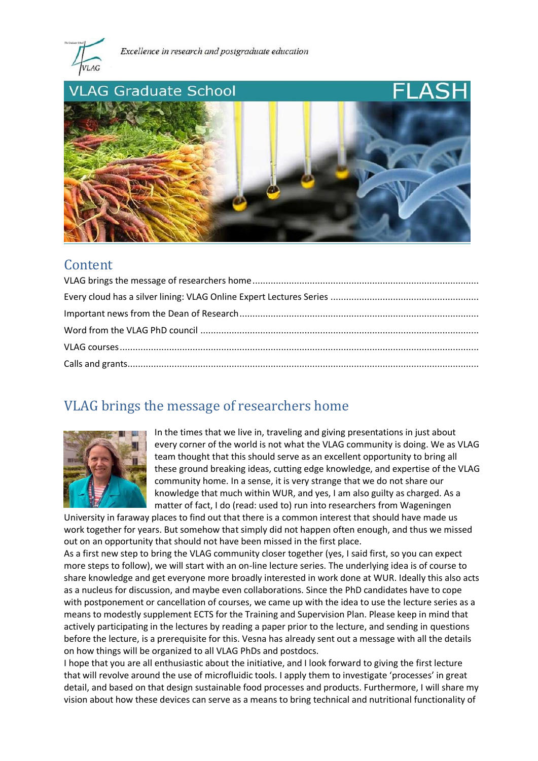*Excellence in research and postgraduate education*

# VLAG Graduate School FLASH

## Content

VLAG brings the message of researchers home

Every cloud has a silver lining: VLAG Online Expert Lectures Series

Important news from the Dean of Research

Word from the VLAG PhD council

VLAG courses

Calls and grants

## VLAG brings the message of researchers home

In the times that we live in, traveling and giving presentations in just about every corner of the world is not what the VLAG community is doing. We as VLAG team thought that this should serve as an excellent opportunity to bring all these ground breaking ideas, cutting edge knowledge, and expertise of the VLAG community home. In a sense, it is very strange that we do not share our knowledge that much within WUR, and yes, I am also guilty as charged. As a matter of fact, I do (read: used to) run into researchers from Wageningen University in faraway places to find out that there is a common interest that should have made us work together for years. But somehow that simply did not happen often enough, and thus we missed out on an opportunity that should not have been missed in the first place.

As a first new step to bring the VLAG community closer together (yes, I said first, so you can expect more steps to follow), we will start with an on-line lecture series. The underlying idea is of course to share knowledge and get everyone more broadly interested in work done at WUR. Ideally this also acts as a nucleus for discussion, and maybe even collaborations. Since the PhD candidates have to cope with postponement or cancellation of courses, we came up with the idea to use the lecture series as a means to modestly supplement ECTS for the Training and Supervision Plan. Please keep in mind that actively participating in the lectures by reading a paper prior to the lecture, and sending in questions before the lecture, is a prerequisite for this. Vesna has already sent out a message with all the details on how things will be organized to all VLAG PhDs and postdocs.

I hope that you are all enthusiastic about the initiative, and I look forward to giving the first lecture that will revolve around the use of microfluidic tools. I apply them to investigate 'processes' in great detail, and based on that design sustainable food processes and products. Furthermore, I will share my vision about how these devices can serve as a means to bring technical and nutritional functionality of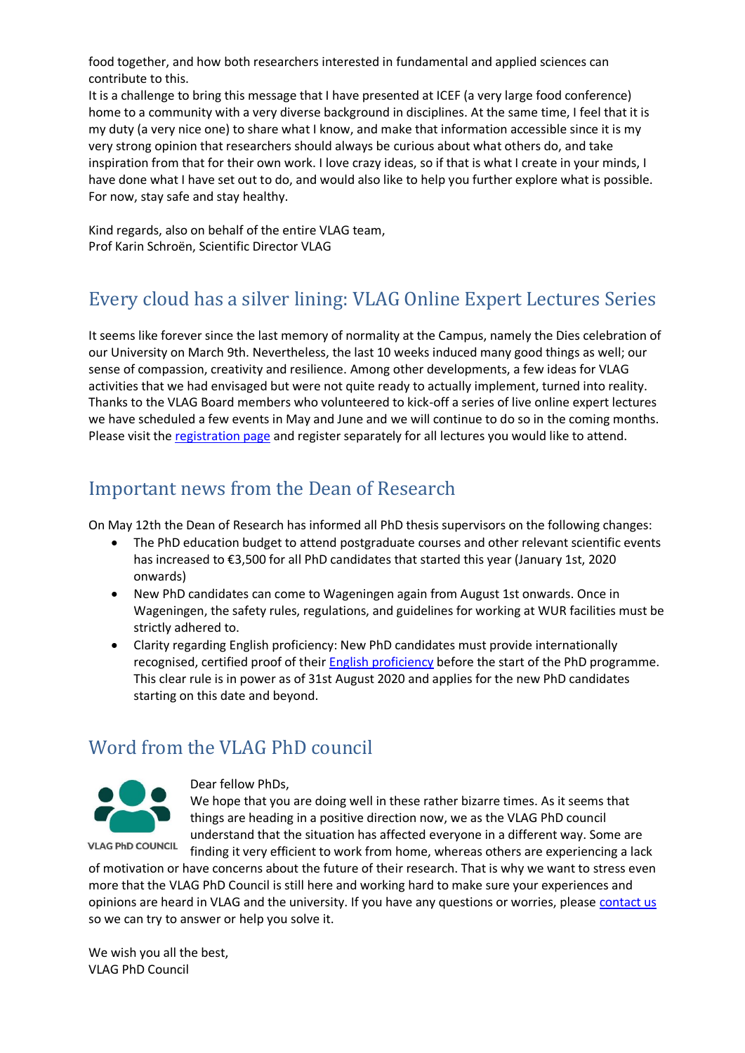food together, and how both researchers interested in fundamental and applied sciences can contribute to this.
It is a challenge to bring this message that I have presented at ICEF (a very large food conference) home to a community with a very diverse background in disciplines. At the same time, I feel that it is my duty (a very nice one) to share what I know, and make that information accessible since it is my very strong opinion that researchers should always be curious about what others do, and take inspiration from that for their own work. I love crazy ideas, so if that is what I create in your minds, I have done what I have set out to do, and would also like to help you further explore what is possible.
For now, stay safe and stay healthy.

Kind regards, also on behalf of the entire VLAG team,
Prof Karin Schroën, Scientific Director VLAG

## Every cloud has a silver lining: VLAG Online Expert Lectures Series

It seems like forever since the last memory of normality at the Campus, namely the Dies celebration of our University on March 9th. Nevertheless, the last 10 weeks induced many good things as well; our sense of compassion, creativity and resilience. Among other developments, a few ideas for VLAG activities that we had envisaged but were not quite ready to actually implement, turned into reality. Thanks to the VLAG Board members who volunteered to kick-off a series of live online expert lectures we have scheduled a few events in May and June and we will continue to do so in the coming months. Please visit the registration page and register separately for all lectures you would like to attend.

## Important news from the Dean of Research

On May 12th the Dean of Research has informed all PhD thesis supervisors on the following changes:

- The PhD education budget to attend postgraduate courses and other relevant scientific events has increased to €3,500 for all PhD candidates that started this year (January 1st, 2020 onwards)
- New PhD candidates can come to Wageningen again from August 1st onwards. Once in Wageningen, the safety rules, regulations, and guidelines for working at WUR facilities must be strictly adhered to.
- Clarity regarding English proficiency: New PhD candidates must provide internationally recognised, certified proof of their English proficiency before the start of the PhD programme. This clear rule is in power as of 31st August 2020 and applies for the new PhD candidates starting on this date and beyond.

## Word from the VLAG PhD council

VLAG PhD COUNCIL

Dear fellow PhDs,
We hope that you are doing well in these rather bizarre times. As it seems that things are heading in a positive direction now, we as the VLAG PhD council understand that the situation has affected everyone in a different way. Some are finding it very efficient to work from home, whereas others are experiencing a lack of motivation or have concerns about the future of their research. That is why we want to stress even more that the VLAG PhD Council is still here and working hard to make sure your experiences and opinions are heard in VLAG and the university. If you have any questions or worries, please contact us so we can try to answer or help you solve it.

We wish you all the best,
VLAG PhD Council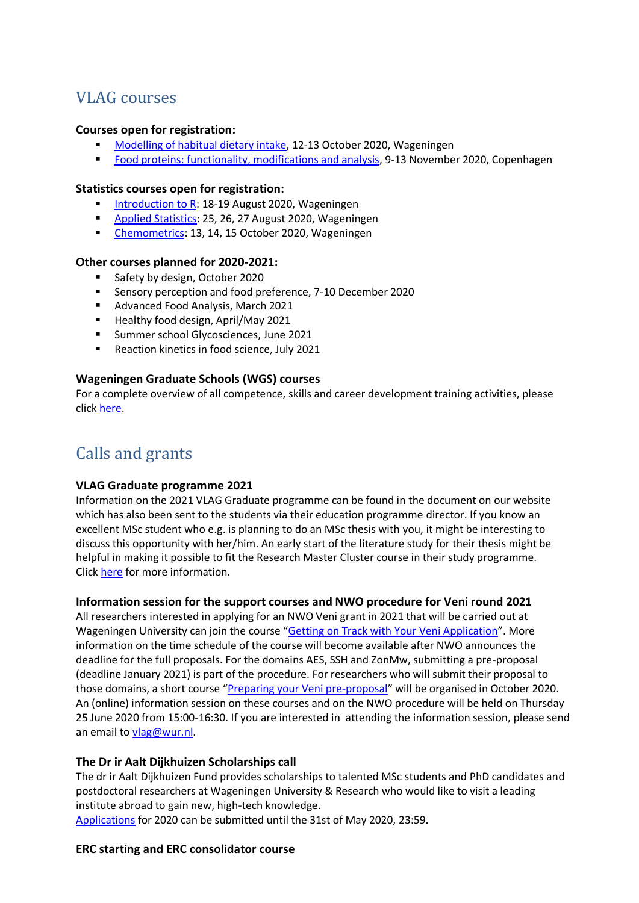## VLAG courses

**Courses open for registration:**

- Modelling of habitual dietary intake, 12-13 October 2020, Wageningen
- Food proteins: functionality, modifications and analysis, 9-13 November 2020, Copenhagen

**Statistics courses open for registration:**

- Introduction to R: 18-19 August 2020, Wageningen
- Applied Statistics: 25, 26, 27 August 2020, Wageningen
- Chemometrics: 13, 14, 15 October 2020, Wageningen

**Other courses planned for 2020-2021:**

- Safety by design, October 2020
- Sensory perception and food preference, 7-10 December 2020
- Advanced Food Analysis, March 2021
- Healthy food design, April/May 2021
- Summer school Glycosciences, June 2021
- Reaction kinetics in food science, July 2021

**Wageningen Graduate Schools (WGS) courses**

For a complete overview of all competence, skills and career development training activities, please click here.

## Calls and grants

**VLAG Graduate programme 2021**

Information on the 2021 VLAG Graduate programme can be found in the document on our website which has also been sent to the students via their education programme director. If you know an excellent MSc student who e.g. is planning to do an MSc thesis with you, it might be interesting to discuss this opportunity with her/him. An early start of the literature study for their thesis might be helpful in making it possible to fit the Research Master Cluster course in their study programme. Click here for more information.

**Information session for the support courses and NWO procedure for Veni round 2021**

All researchers interested in applying for an NWO Veni grant in 2021 that will be carried out at Wageningen University can join the course "Getting on Track with Your Veni Application". More information on the time schedule of the course will become available after NWO announces the deadline for the full proposals. For the domains AES, SSH and ZonMw, submitting a pre-proposal (deadline January 2021) is part of the procedure. For researchers who will submit their proposal to those domains, a short course "Preparing your Veni pre-proposal" will be organised in October 2020. An (online) information session on these courses and on the NWO procedure will be held on Thursday 25 June 2020 from 15:00-16:30. If you are interested in attending the information session, please send an email to vlag@wur.nl.

**The Dr ir Aalt Dijkhuizen Scholarships call**

The dr ir Aalt Dijkhuizen Fund provides scholarships to talented MSc students and PhD candidates and postdoctoral researchers at Wageningen University & Research who would like to visit a leading institute abroad to gain new, high-tech knowledge.
Applications for 2020 can be submitted until the 31st of May 2020, 23:59.

**ERC starting and ERC consolidator course**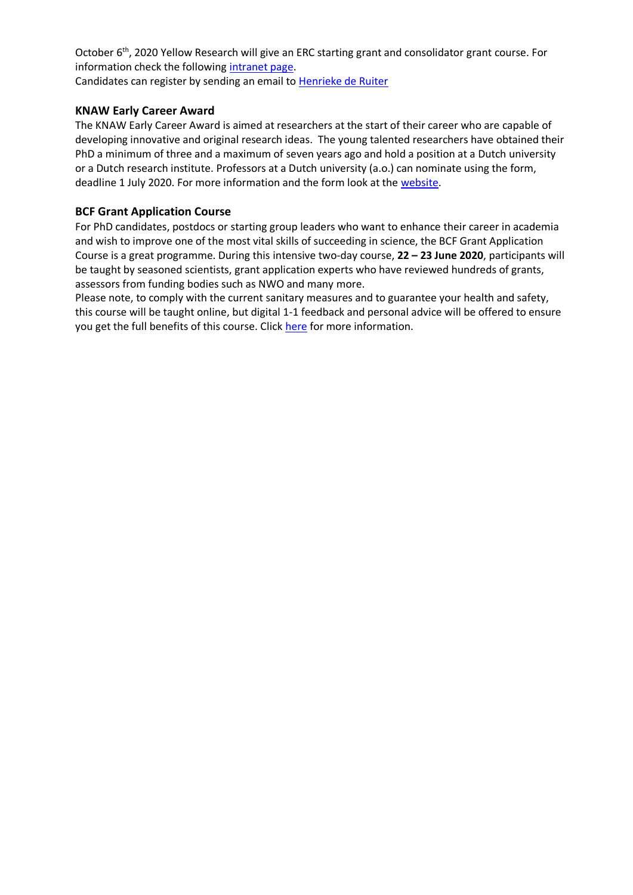October 6th, 2020 Yellow Research will give an ERC starting grant and consolidator grant course. For information check the following intranet page.
Candidates can register by sending an email to Henrieke de Ruiter

### KNAW Early Career Award

The KNAW Early Career Award is aimed at researchers at the start of their career who are capable of developing innovative and original research ideas. The young talented researchers have obtained their PhD a minimum of three and a maximum of seven years ago and hold a position at a Dutch university or a Dutch research institute. Professors at a Dutch university (a.o.) can nominate using the form, deadline 1 July 2020. For more information and the form look at the website.

### BCF Grant Application Course

For PhD candidates, postdocs or starting group leaders who want to enhance their career in academia and wish to improve one of the most vital skills of succeeding in science, the BCF Grant Application Course is a great programme. During this intensive two-day course, **22 – 23 June 2020**, participants will be taught by seasoned scientists, grant application experts who have reviewed hundreds of grants, assessors from funding bodies such as NWO and many more.
Please note, to comply with the current sanitary measures and to guarantee your health and safety, this course will be taught online, but digital 1-1 feedback and personal advice will be offered to ensure you get the full benefits of this course. Click here for more information.